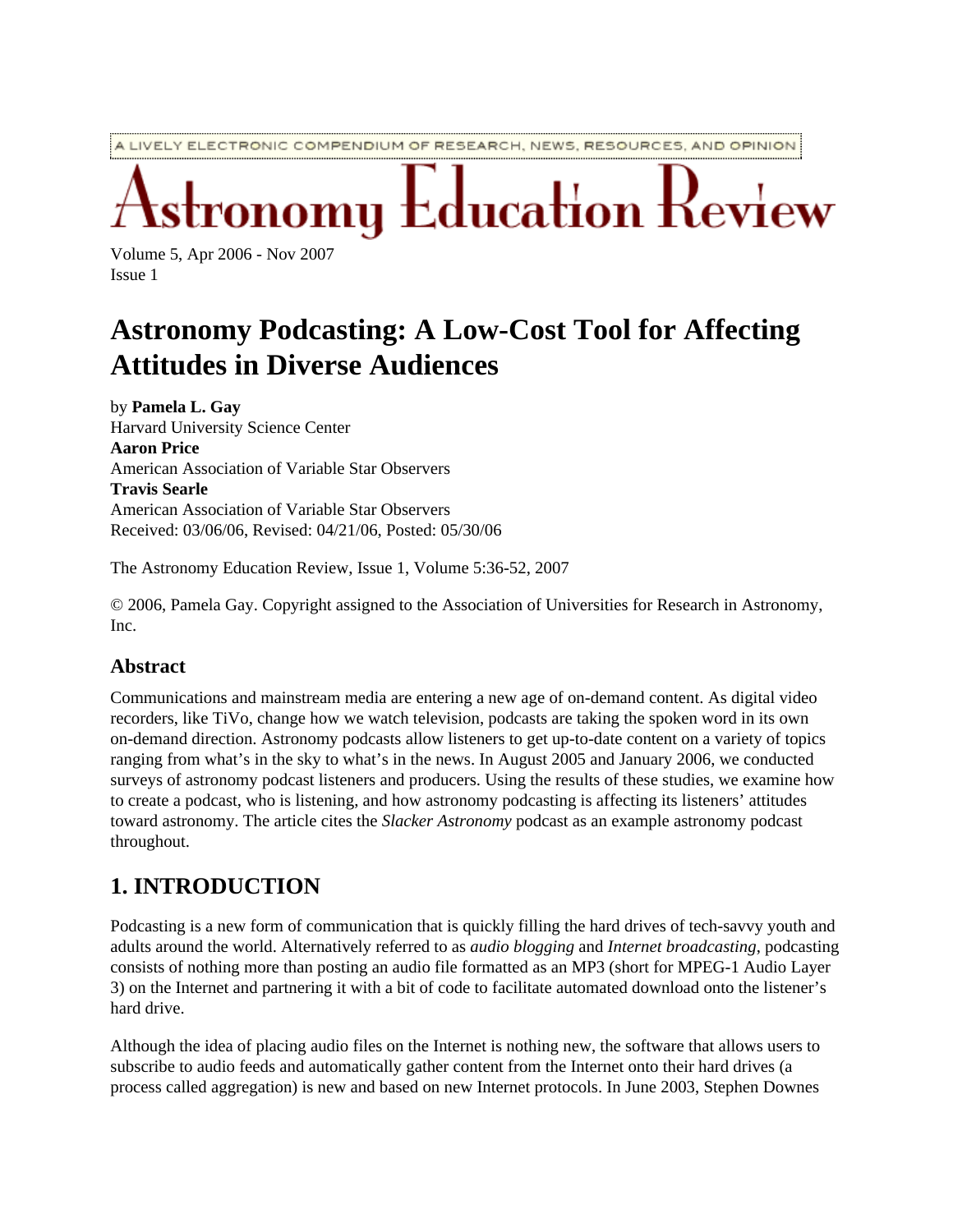A LIVELY ELECTRONIC COMPENDIUM OF RESEARCH, NEWS, RESOURCES, AND OPINION

# Astronomy Education Review

Volume 5, Apr 2006 - Nov 2007
Issue 1

# Astronomy Podcasting: A Low-Cost Tool for Affecting Attitudes in Diverse Audiences

by **Pamela L. Gay**
Harvard University Science Center
**Aaron Price**
American Association of Variable Star Observers
**Travis Searle**
American Association of Variable Star Observers
Received: 03/06/06, Revised: 04/21/06, Posted: 05/30/06

The Astronomy Education Review, Issue 1, Volume 5:36-52, 2007

© 2006, Pamela Gay. Copyright assigned to the Association of Universities for Research in Astronomy, Inc.

## Abstract

Communications and mainstream media are entering a new age of on-demand content. As digital video recorders, like TiVo, change how we watch television, podcasts are taking the spoken word in its own on-demand direction. Astronomy podcasts allow listeners to get up-to-date content on a variety of topics ranging from what's in the sky to what's in the news. In August 2005 and January 2006, we conducted surveys of astronomy podcast listeners and producers. Using the results of these studies, we examine how to create a podcast, who is listening, and how astronomy podcasting is affecting its listeners' attitudes toward astronomy. The article cites the *Slacker Astronomy* podcast as an example astronomy podcast throughout.

## 1. INTRODUCTION

Podcasting is a new form of communication that is quickly filling the hard drives of tech-savvy youth and adults around the world. Alternatively referred to as *audio blogging* and *Internet broadcasting*, podcasting consists of nothing more than posting an audio file formatted as an MP3 (short for MPEG-1 Audio Layer 3) on the Internet and partnering it with a bit of code to facilitate automated download onto the listener's hard drive.

Although the idea of placing audio files on the Internet is nothing new, the software that allows users to subscribe to audio feeds and automatically gather content from the Internet onto their hard drives (a process called aggregation) is new and based on new Internet protocols. In June 2003, Stephen Downes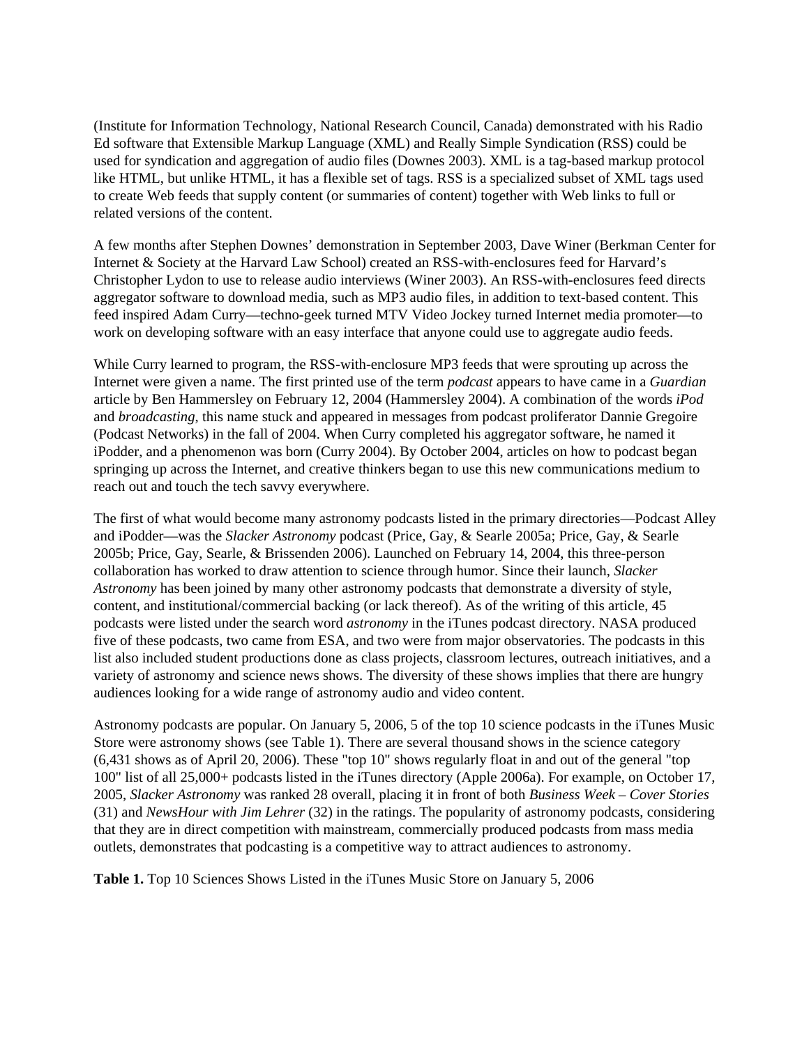(Institute for Information Technology, National Research Council, Canada) demonstrated with his Radio Ed software that Extensible Markup Language (XML) and Really Simple Syndication (RSS) could be used for syndication and aggregation of audio files (Downes 2003). XML is a tag-based markup protocol like HTML, but unlike HTML, it has a flexible set of tags. RSS is a specialized subset of XML tags used to create Web feeds that supply content (or summaries of content) together with Web links to full or related versions of the content.

A few months after Stephen Downes' demonstration in September 2003, Dave Winer (Berkman Center for Internet & Society at the Harvard Law School) created an RSS-with-enclosures feed for Harvard's Christopher Lydon to use to release audio interviews (Winer 2003). An RSS-with-enclosures feed directs aggregator software to download media, such as MP3 audio files, in addition to text-based content. This feed inspired Adam Curry—techno-geek turned MTV Video Jockey turned Internet media promoter—to work on developing software with an easy interface that anyone could use to aggregate audio feeds.

While Curry learned to program, the RSS-with-enclosure MP3 feeds that were sprouting up across the Internet were given a name. The first printed use of the term *podcast* appears to have came in a *Guardian* article by Ben Hammersley on February 12, 2004 (Hammersley 2004). A combination of the words *iPod* and *broadcasting*, this name stuck and appeared in messages from podcast proliferator Dannie Gregoire (Podcast Networks) in the fall of 2004. When Curry completed his aggregator software, he named it iPodder, and a phenomenon was born (Curry 2004). By October 2004, articles on how to podcast began springing up across the Internet, and creative thinkers began to use this new communications medium to reach out and touch the tech savvy everywhere.

The first of what would become many astronomy podcasts listed in the primary directories—Podcast Alley and iPodder—was the *Slacker Astronomy* podcast (Price, Gay, & Searle 2005a; Price, Gay, & Searle 2005b; Price, Gay, Searle, & Brissenden 2006). Launched on February 14, 2004, this three-person collaboration has worked to draw attention to science through humor. Since their launch, *Slacker Astronomy* has been joined by many other astronomy podcasts that demonstrate a diversity of style, content, and institutional/commercial backing (or lack thereof). As of the writing of this article, 45 podcasts were listed under the search word *astronomy* in the iTunes podcast directory. NASA produced five of these podcasts, two came from ESA, and two were from major observatories. The podcasts in this list also included student productions done as class projects, classroom lectures, outreach initiatives, and a variety of astronomy and science news shows. The diversity of these shows implies that there are hungry audiences looking for a wide range of astronomy audio and video content.

Astronomy podcasts are popular. On January 5, 2006, 5 of the top 10 science podcasts in the iTunes Music Store were astronomy shows (see Table 1). There are several thousand shows in the science category (6,431 shows as of April 20, 2006). These "top 10" shows regularly float in and out of the general "top 100" list of all 25,000+ podcasts listed in the iTunes directory (Apple 2006a). For example, on October 17, 2005, *Slacker Astronomy* was ranked 28 overall, placing it in front of both *Business Week – Cover Stories* (31) and *NewsHour with Jim Lehrer* (32) in the ratings. The popularity of astronomy podcasts, considering that they are in direct competition with mainstream, commercially produced podcasts from mass media outlets, demonstrates that podcasting is a competitive way to attract audiences to astronomy.

**Table 1.** Top 10 Sciences Shows Listed in the iTunes Music Store on January 5, 2006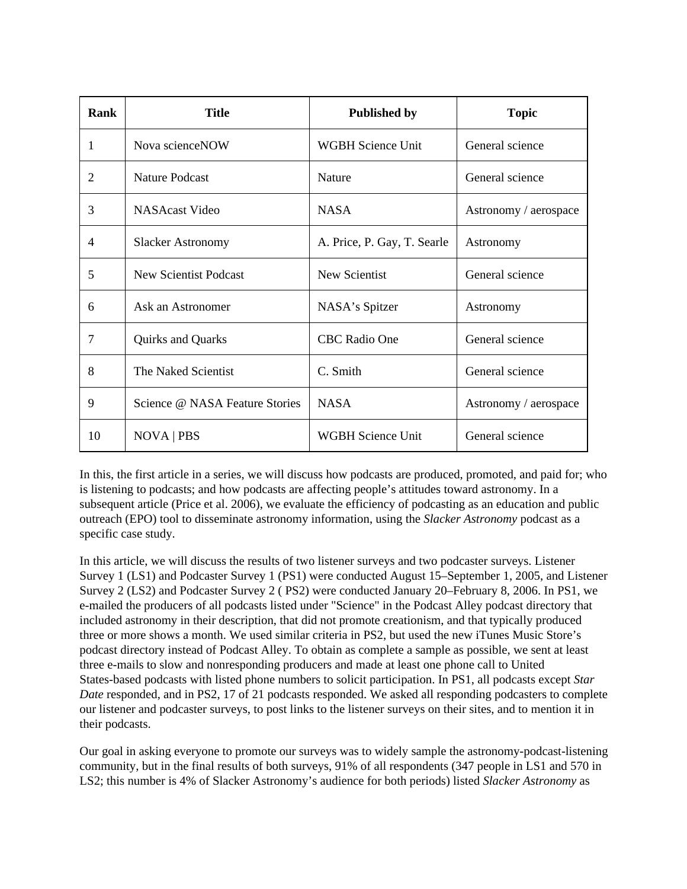| Rank | Title | Published by | Topic |
|---|---|---|---|
| 1 | Nova scienceNOW | WGBH Science Unit | General science |
| 2 | Nature Podcast | Nature | General science |
| 3 | NASAcast Video | NASA | Astronomy / aerospace |
| 4 | Slacker Astronomy | A. Price, P. Gay, T. Searle | Astronomy |
| 5 | New Scientist Podcast | New Scientist | General science |
| 6 | Ask an Astronomer | NASA's Spitzer | Astronomy |
| 7 | Quirks and Quarks | CBC Radio One | General science |
| 8 | The Naked Scientist | C. Smith | General science |
| 9 | Science @ NASA Feature Stories | NASA | Astronomy / aerospace |
| 10 | NOVA \| PBS | WGBH Science Unit | General science |

In this, the first article in a series, we will discuss how podcasts are produced, promoted, and paid for; who is listening to podcasts; and how podcasts are affecting people's attitudes toward astronomy. In a subsequent article (Price et al. 2006), we evaluate the efficiency of podcasting as an education and public outreach (EPO) tool to disseminate astronomy information, using the *Slacker Astronomy* podcast as a specific case study.

In this article, we will discuss the results of two listener surveys and two podcaster surveys. Listener Survey 1 (LS1) and Podcaster Survey 1 (PS1) were conducted August 15–September 1, 2005, and Listener Survey 2 (LS2) and Podcaster Survey 2 ( PS2) were conducted January 20–February 8, 2006. In PS1, we e-mailed the producers of all podcasts listed under "Science" in the Podcast Alley podcast directory that included astronomy in their description, that did not promote creationism, and that typically produced three or more shows a month. We used similar criteria in PS2, but used the new iTunes Music Store's podcast directory instead of Podcast Alley. To obtain as complete a sample as possible, we sent at least three e-mails to slow and nonresponding producers and made at least one phone call to United States-based podcasts with listed phone numbers to solicit participation. In PS1, all podcasts except *Star Date* responded, and in PS2, 17 of 21 podcasts responded. We asked all responding podcasters to complete our listener and podcaster surveys, to post links to the listener surveys on their sites, and to mention it in their podcasts.

Our goal in asking everyone to promote our surveys was to widely sample the astronomy-podcast-listening community, but in the final results of both surveys, 91% of all respondents (347 people in LS1 and 570 in LS2; this number is 4% of Slacker Astronomy's audience for both periods) listed *Slacker Astronomy* as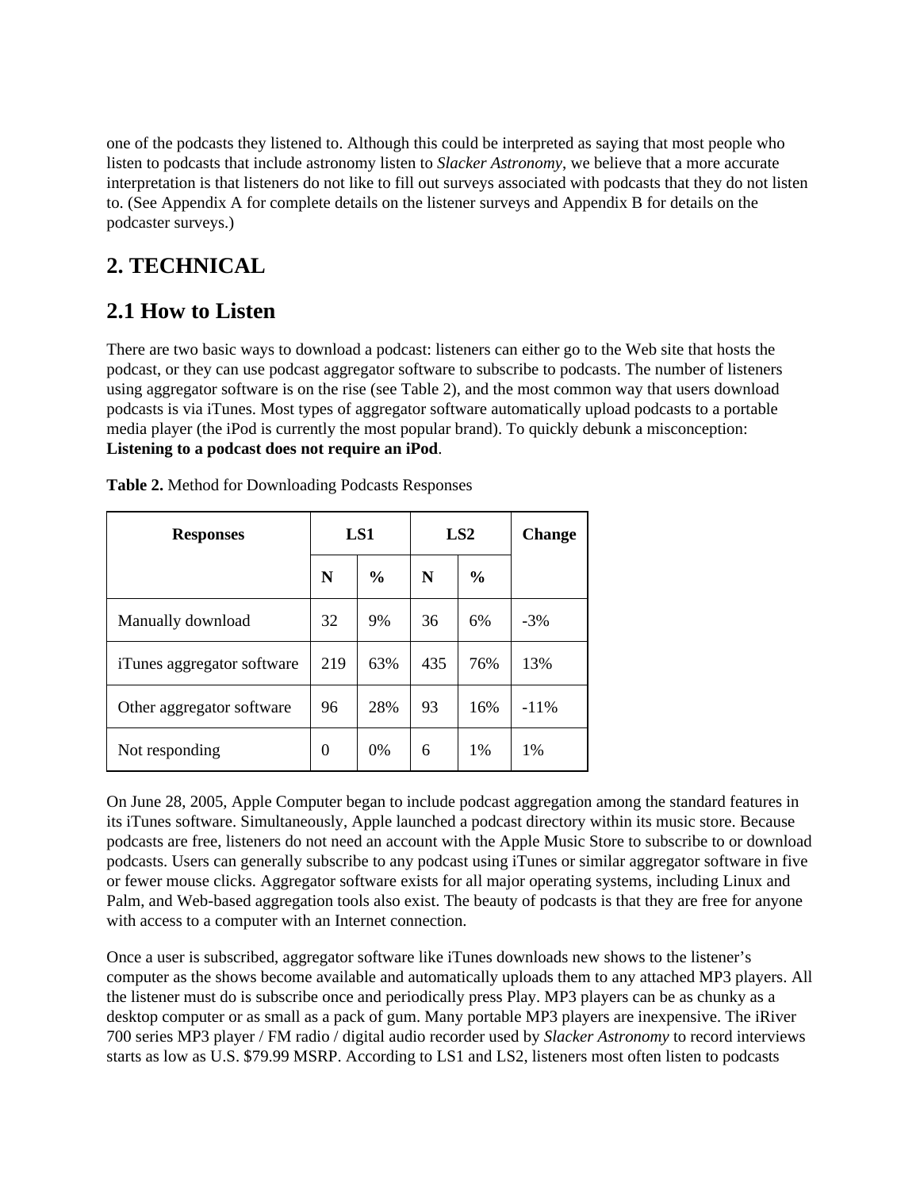one of the podcasts they listened to. Although this could be interpreted as saying that most people who listen to podcasts that include astronomy listen to *Slacker Astronomy*, we believe that a more accurate interpretation is that listeners do not like to fill out surveys associated with podcasts that they do not listen to. (See Appendix A for complete details on the listener surveys and Appendix B for details on the podcaster surveys.)

# 2. TECHNICAL

## 2.1 How to Listen

There are two basic ways to download a podcast: listeners can either go to the Web site that hosts the podcast, or they can use podcast aggregator software to subscribe to podcasts. The number of listeners using aggregator software is on the rise (see Table 2), and the most common way that users download podcasts is via iTunes. Most types of aggregator software automatically upload podcasts to a portable media player (the iPod is currently the most popular brand). To quickly debunk a misconception: **Listening to a podcast does not require an iPod**.

**Table 2.** Method for Downloading Podcasts Responses

| Responses | LS1 | | LS2 | | Change |
|---|---|---|---|---|---|
| | N | % | N | % | |
| Manually download | 32 | 9% | 36 | 6% | -3% |
| iTunes aggregator software | 219 | 63% | 435 | 76% | 13% |
| Other aggregator software | 96 | 28% | 93 | 16% | -11% |
| Not responding | 0 | 0% | 6 | 1% | 1% |

On June 28, 2005, Apple Computer began to include podcast aggregation among the standard features in its iTunes software. Simultaneously, Apple launched a podcast directory within its music store. Because podcasts are free, listeners do not need an account with the Apple Music Store to subscribe to or download podcasts. Users can generally subscribe to any podcast using iTunes or similar aggregator software in five or fewer mouse clicks. Aggregator software exists for all major operating systems, including Linux and Palm, and Web-based aggregation tools also exist. The beauty of podcasts is that they are free for anyone with access to a computer with an Internet connection.

Once a user is subscribed, aggregator software like iTunes downloads new shows to the listener's computer as the shows become available and automatically uploads them to any attached MP3 players. All the listener must do is subscribe once and periodically press Play. MP3 players can be as chunky as a desktop computer or as small as a pack of gum. Many portable MP3 players are inexpensive. The iRiver 700 series MP3 player / FM radio / digital audio recorder used by *Slacker Astronomy* to record interviews starts as low as U.S. $79.99 MSRP. According to LS1 and LS2, listeners most often listen to podcasts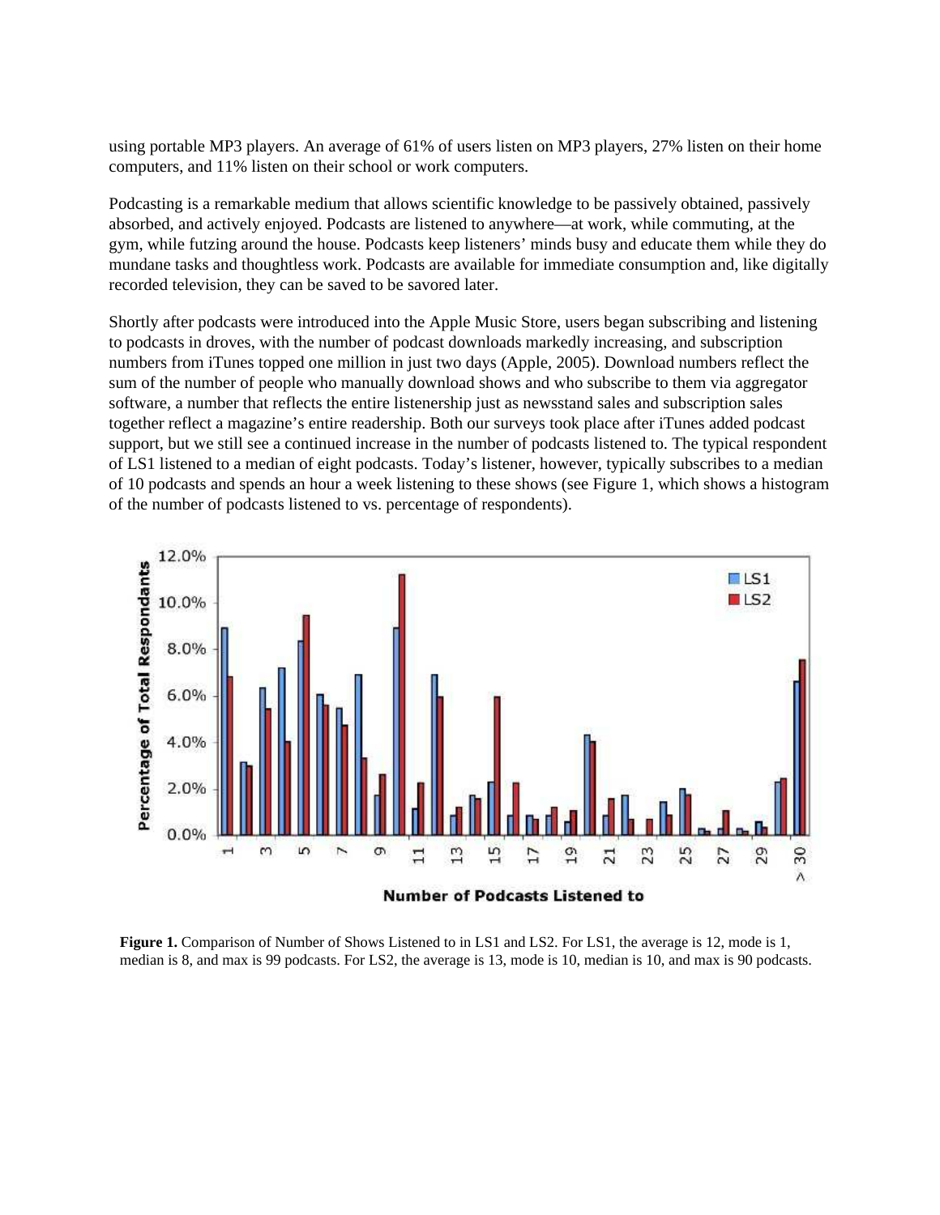using portable MP3 players. An average of 61% of users listen on MP3 players, 27% listen on their home computers, and 11% listen on their school or work computers.

Podcasting is a remarkable medium that allows scientific knowledge to be passively obtained, passively absorbed, and actively enjoyed. Podcasts are listened to anywhere—at work, while commuting, at the gym, while futzing around the house. Podcasts keep listeners' minds busy and educate them while they do mundane tasks and thoughtless work. Podcasts are available for immediate consumption and, like digitally recorded television, they can be saved to be savored later.

Shortly after podcasts were introduced into the Apple Music Store, users began subscribing and listening to podcasts in droves, with the number of podcast downloads markedly increasing, and subscription numbers from iTunes topped one million in just two days (Apple, 2005). Download numbers reflect the sum of the number of people who manually download shows and who subscribe to them via aggregator software, a number that reflects the entire listenership just as newsstand sales and subscription sales together reflect a magazine's entire readership. Both our surveys took place after iTunes added podcast support, but we still see a continued increase in the number of podcasts listened to. The typical respondent of LS1 listened to a median of eight podcasts. Today's listener, however, typically subscribes to a median of 10 podcasts and spends an hour a week listening to these shows (see Figure 1, which shows a histogram of the number of podcasts listened to vs. percentage of respondents).

**Figure 1.** Comparison of Number of Shows Listened to in LS1 and LS2. For LS1, the average is 12, mode is 1, median is 8, and max is 99 podcasts. For LS2, the average is 13, mode is 10, median is 10, and max is 90 podcasts.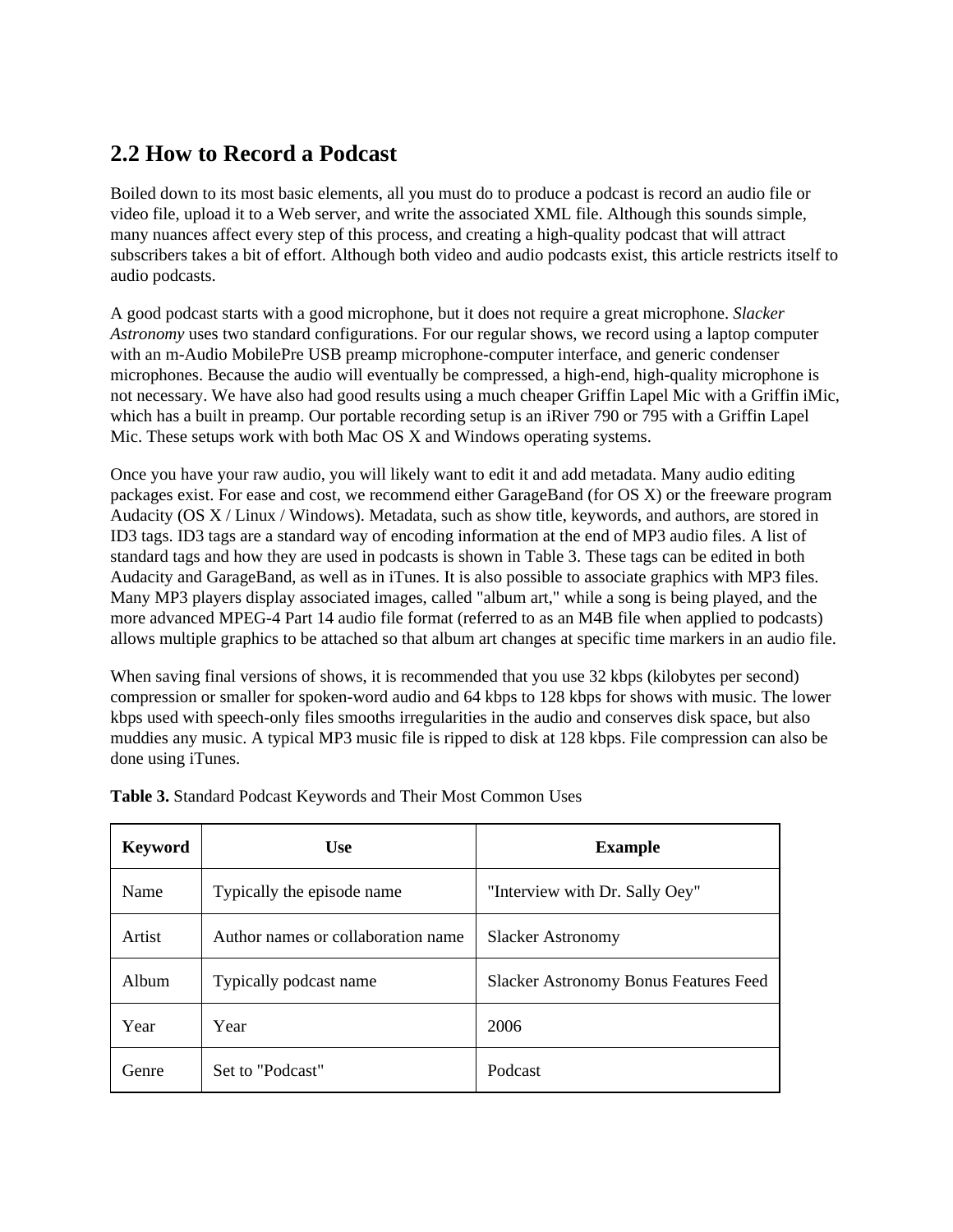## 2.2 How to Record a Podcast

Boiled down to its most basic elements, all you must do to produce a podcast is record an audio file or video file, upload it to a Web server, and write the associated XML file. Although this sounds simple, many nuances affect every step of this process, and creating a high-quality podcast that will attract subscribers takes a bit of effort. Although both video and audio podcasts exist, this article restricts itself to audio podcasts.

A good podcast starts with a good microphone, but it does not require a great microphone. *Slacker Astronomy* uses two standard configurations. For our regular shows, we record using a laptop computer with an m-Audio MobilePre USB preamp microphone-computer interface, and generic condenser microphones. Because the audio will eventually be compressed, a high-end, high-quality microphone is not necessary. We have also had good results using a much cheaper Griffin Lapel Mic with a Griffin iMic, which has a built in preamp. Our portable recording setup is an iRiver 790 or 795 with a Griffin Lapel Mic. These setups work with both Mac OS X and Windows operating systems.

Once you have your raw audio, you will likely want to edit it and add metadata. Many audio editing packages exist. For ease and cost, we recommend either GarageBand (for OS X) or the freeware program Audacity (OS X / Linux / Windows). Metadata, such as show title, keywords, and authors, are stored in ID3 tags. ID3 tags are a standard way of encoding information at the end of MP3 audio files. A list of standard tags and how they are used in podcasts is shown in Table 3. These tags can be edited in both Audacity and GarageBand, as well as in iTunes. It is also possible to associate graphics with MP3 files. Many MP3 players display associated images, called "album art," while a song is being played, and the more advanced MPEG-4 Part 14 audio file format (referred to as an M4B file when applied to podcasts) allows multiple graphics to be attached so that album art changes at specific time markers in an audio file.

When saving final versions of shows, it is recommended that you use 32 kbps (kilobytes per second) compression or smaller for spoken-word audio and 64 kbps to 128 kbps for shows with music. The lower kbps used with speech-only files smooths irregularities in the audio and conserves disk space, but also muddies any music. A typical MP3 music file is ripped to disk at 128 kbps. File compression can also be done using iTunes.

**Table 3.** Standard Podcast Keywords and Their Most Common Uses

| Keyword | Use | Example |
|---|---|---|
| Name | Typically the episode name | "Interview with Dr. Sally Oey" |
| Artist | Author names or collaboration name | Slacker Astronomy |
| Album | Typically podcast name | Slacker Astronomy Bonus Features Feed |
| Year | Year | 2006 |
| Genre | Set to "Podcast" | Podcast |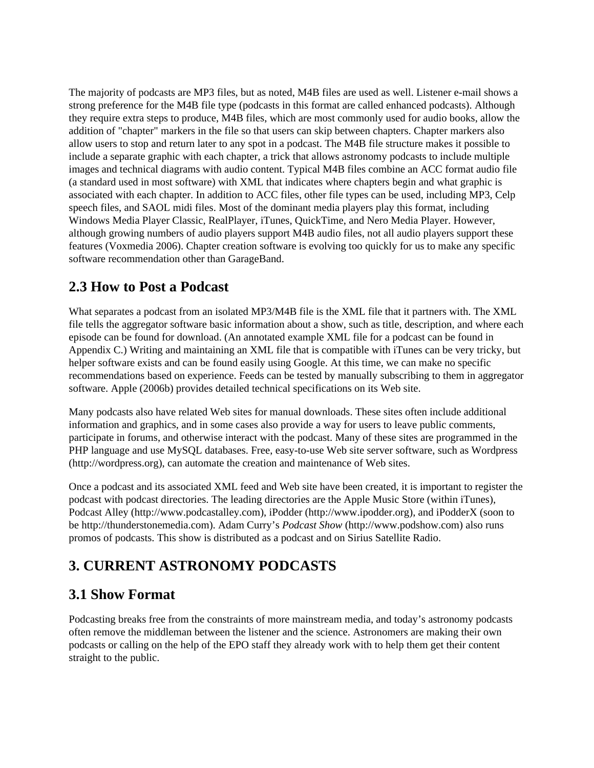The majority of podcasts are MP3 files, but as noted, M4B files are used as well. Listener e-mail shows a strong preference for the M4B file type (podcasts in this format are called enhanced podcasts). Although they require extra steps to produce, M4B files, which are most commonly used for audio books, allow the addition of "chapter" markers in the file so that users can skip between chapters. Chapter markers also allow users to stop and return later to any spot in a podcast. The M4B file structure makes it possible to include a separate graphic with each chapter, a trick that allows astronomy podcasts to include multiple images and technical diagrams with audio content. Typical M4B files combine an ACC format audio file (a standard used in most software) with XML that indicates where chapters begin and what graphic is associated with each chapter. In addition to ACC files, other file types can be used, including MP3, Celp speech files, and SAOL midi files. Most of the dominant media players play this format, including Windows Media Player Classic, RealPlayer, iTunes, QuickTime, and Nero Media Player. However, although growing numbers of audio players support M4B audio files, not all audio players support these features (Voxmedia 2006). Chapter creation software is evolving too quickly for us to make any specific software recommendation other than GarageBand.

## 2.3 How to Post a Podcast

What separates a podcast from an isolated MP3/M4B file is the XML file that it partners with. The XML file tells the aggregator software basic information about a show, such as title, description, and where each episode can be found for download. (An annotated example XML file for a podcast can be found in Appendix C.) Writing and maintaining an XML file that is compatible with iTunes can be very tricky, but helper software exists and can be found easily using Google. At this time, we can make no specific recommendations based on experience. Feeds can be tested by manually subscribing to them in aggregator software. Apple (2006b) provides detailed technical specifications on its Web site.

Many podcasts also have related Web sites for manual downloads. These sites often include additional information and graphics, and in some cases also provide a way for users to leave public comments, participate in forums, and otherwise interact with the podcast. Many of these sites are programmed in the PHP language and use MySQL databases. Free, easy-to-use Web site server software, such as Wordpress (http://wordpress.org), can automate the creation and maintenance of Web sites.

Once a podcast and its associated XML feed and Web site have been created, it is important to register the podcast with podcast directories. The leading directories are the Apple Music Store (within iTunes), Podcast Alley (http://www.podcastalley.com), iPodder (http://www.ipodder.org), and iPodderX (soon to be http://thunderstonemedia.com). Adam Curry's *Podcast Show* (http://www.podshow.com) also runs promos of podcasts. This show is distributed as a podcast and on Sirius Satellite Radio.

# 3. CURRENT ASTRONOMY PODCASTS

## 3.1 Show Format

Podcasting breaks free from the constraints of more mainstream media, and today's astronomy podcasts often remove the middleman between the listener and the science. Astronomers are making their own podcasts or calling on the help of the EPO staff they already work with to help them get their content straight to the public.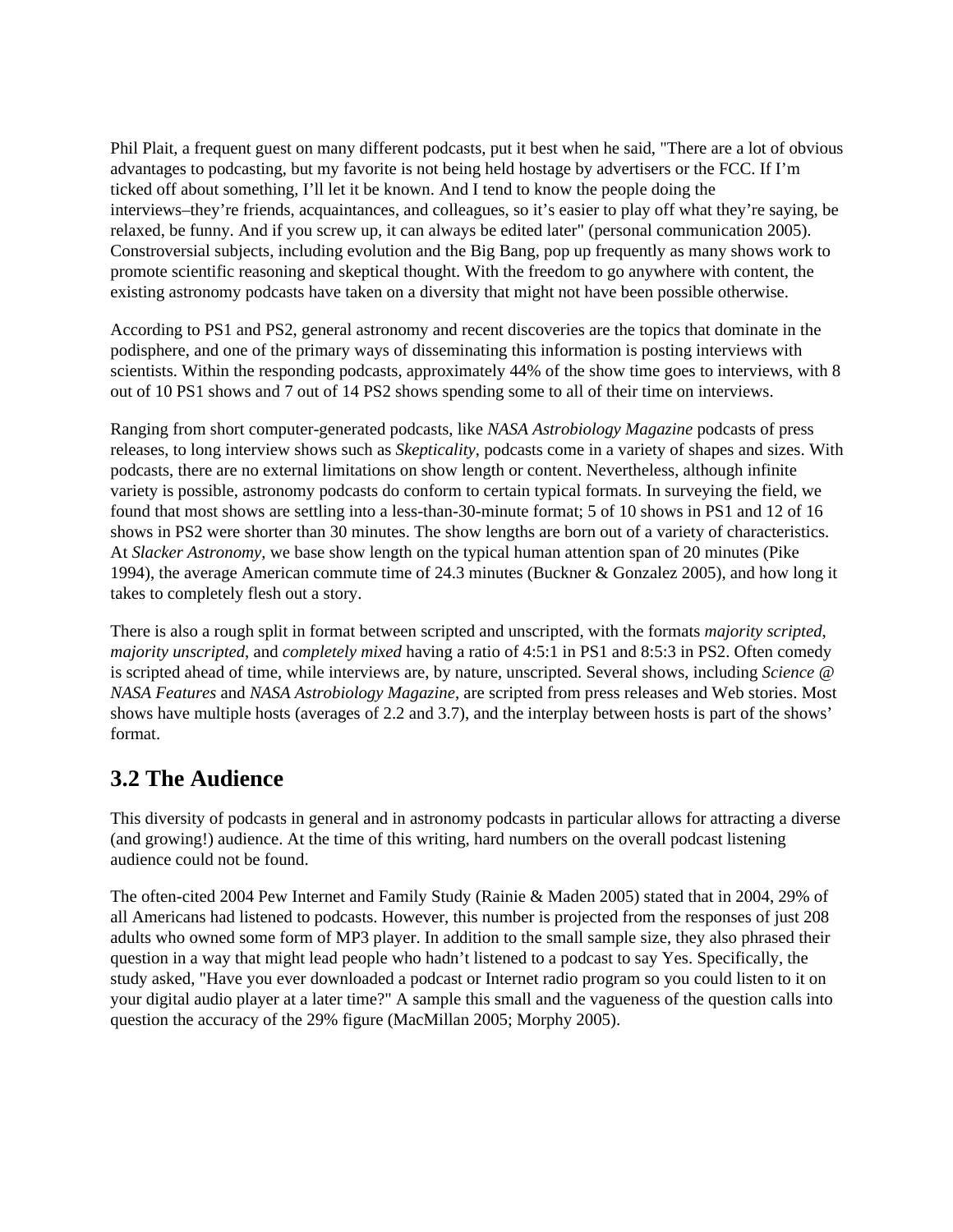Phil Plait, a frequent guest on many different podcasts, put it best when he said, "There are a lot of obvious advantages to podcasting, but my favorite is not being held hostage by advertisers or the FCC. If I'm ticked off about something, I'll let it be known. And I tend to know the people doing the interviews–they're friends, acquaintances, and colleagues, so it's easier to play off what they're saying, be relaxed, be funny. And if you screw up, it can always be edited later" (personal communication 2005). Constroversial subjects, including evolution and the Big Bang, pop up frequently as many shows work to promote scientific reasoning and skeptical thought. With the freedom to go anywhere with content, the existing astronomy podcasts have taken on a diversity that might not have been possible otherwise.

According to PS1 and PS2, general astronomy and recent discoveries are the topics that dominate in the podisphere, and one of the primary ways of disseminating this information is posting interviews with scientists. Within the responding podcasts, approximately 44% of the show time goes to interviews, with 8 out of 10 PS1 shows and 7 out of 14 PS2 shows spending some to all of their time on interviews.

Ranging from short computer-generated podcasts, like *NASA Astrobiology Magazine* podcasts of press releases, to long interview shows such as *Skepticality*, podcasts come in a variety of shapes and sizes. With podcasts, there are no external limitations on show length or content. Nevertheless, although infinite variety is possible, astronomy podcasts do conform to certain typical formats. In surveying the field, we found that most shows are settling into a less-than-30-minute format; 5 of 10 shows in PS1 and 12 of 16 shows in PS2 were shorter than 30 minutes. The show lengths are born out of a variety of characteristics. At *Slacker Astronomy*, we base show length on the typical human attention span of 20 minutes (Pike 1994), the average American commute time of 24.3 minutes (Buckner & Gonzalez 2005), and how long it takes to completely flesh out a story.

There is also a rough split in format between scripted and unscripted, with the formats *majority scripted*, *majority unscripted*, and *completely mixed* having a ratio of 4:5:1 in PS1 and 8:5:3 in PS2. Often comedy is scripted ahead of time, while interviews are, by nature, unscripted. Several shows, including *Science @ NASA Features* and *NASA Astrobiology Magazine*, are scripted from press releases and Web stories. Most shows have multiple hosts (averages of 2.2 and 3.7), and the interplay between hosts is part of the shows' format.

## 3.2 The Audience

This diversity of podcasts in general and in astronomy podcasts in particular allows for attracting a diverse (and growing!) audience. At the time of this writing, hard numbers on the overall podcast listening audience could not be found.

The often-cited 2004 Pew Internet and Family Study (Rainie & Maden 2005) stated that in 2004, 29% of all Americans had listened to podcasts. However, this number is projected from the responses of just 208 adults who owned some form of MP3 player. In addition to the small sample size, they also phrased their question in a way that might lead people who hadn't listened to a podcast to say Yes. Specifically, the study asked, "Have you ever downloaded a podcast or Internet radio program so you could listen to it on your digital audio player at a later time?" A sample this small and the vagueness of the question calls into question the accuracy of the 29% figure (MacMillan 2005; Morphy 2005).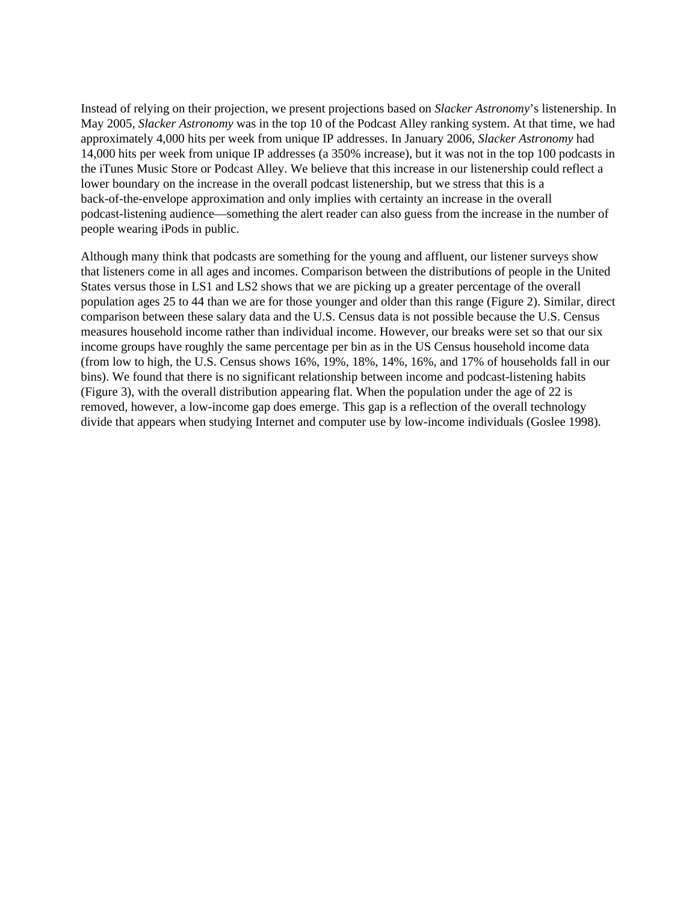Instead of relying on their projection, we present projections based on *Slacker Astronomy*'s listenership. In May 2005, *Slacker Astronomy* was in the top 10 of the Podcast Alley ranking system. At that time, we had approximately 4,000 hits per week from unique IP addresses. In January 2006, *Slacker Astronomy* had 14,000 hits per week from unique IP addresses (a 350% increase), but it was not in the top 100 podcasts in the iTunes Music Store or Podcast Alley. We believe that this increase in our listenership could reflect a lower boundary on the increase in the overall podcast listenership, but we stress that this is a back-of-the-envelope approximation and only implies with certainty an increase in the overall podcast-listening audience—something the alert reader can also guess from the increase in the number of people wearing iPods in public.

Although many think that podcasts are something for the young and affluent, our listener surveys show that listeners come in all ages and incomes. Comparison between the distributions of people in the United States versus those in LS1 and LS2 shows that we are picking up a greater percentage of the overall population ages 25 to 44 than we are for those younger and older than this range (Figure 2). Similar, direct comparison between these salary data and the U.S. Census data is not possible because the U.S. Census measures household income rather than individual income. However, our breaks were set so that our six income groups have roughly the same percentage per bin as in the US Census household income data (from low to high, the U.S. Census shows 16%, 19%, 18%, 14%, 16%, and 17% of households fall in our bins). We found that there is no significant relationship between income and podcast-listening habits (Figure 3), with the overall distribution appearing flat. When the population under the age of 22 is removed, however, a low-income gap does emerge. This gap is a reflection of the overall technology divide that appears when studying Internet and computer use by low-income individuals (Goslee 1998).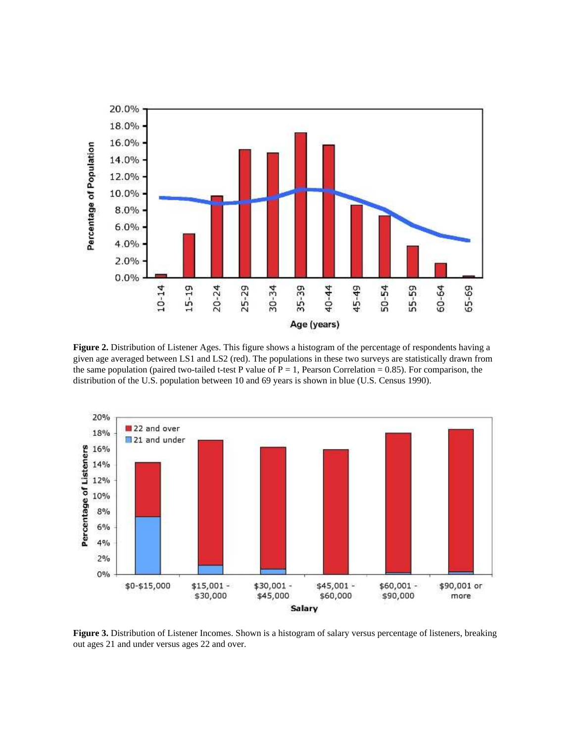**Figure 2.** Distribution of Listener Ages. This figure shows a histogram of the percentage of respondents having a given age averaged between LS1 and LS2 (red). The populations in these two surveys are statistically drawn from the same population (paired two-tailed t-test P value of P = 1, Pearson Correlation = 0.85). For comparison, the distribution of the U.S. population between 10 and 69 years is shown in blue (U.S. Census 1990).

**Figure 3.** Distribution of Listener Incomes. Shown is a histogram of salary versus percentage of listeners, breaking out ages 21 and under versus ages 22 and over.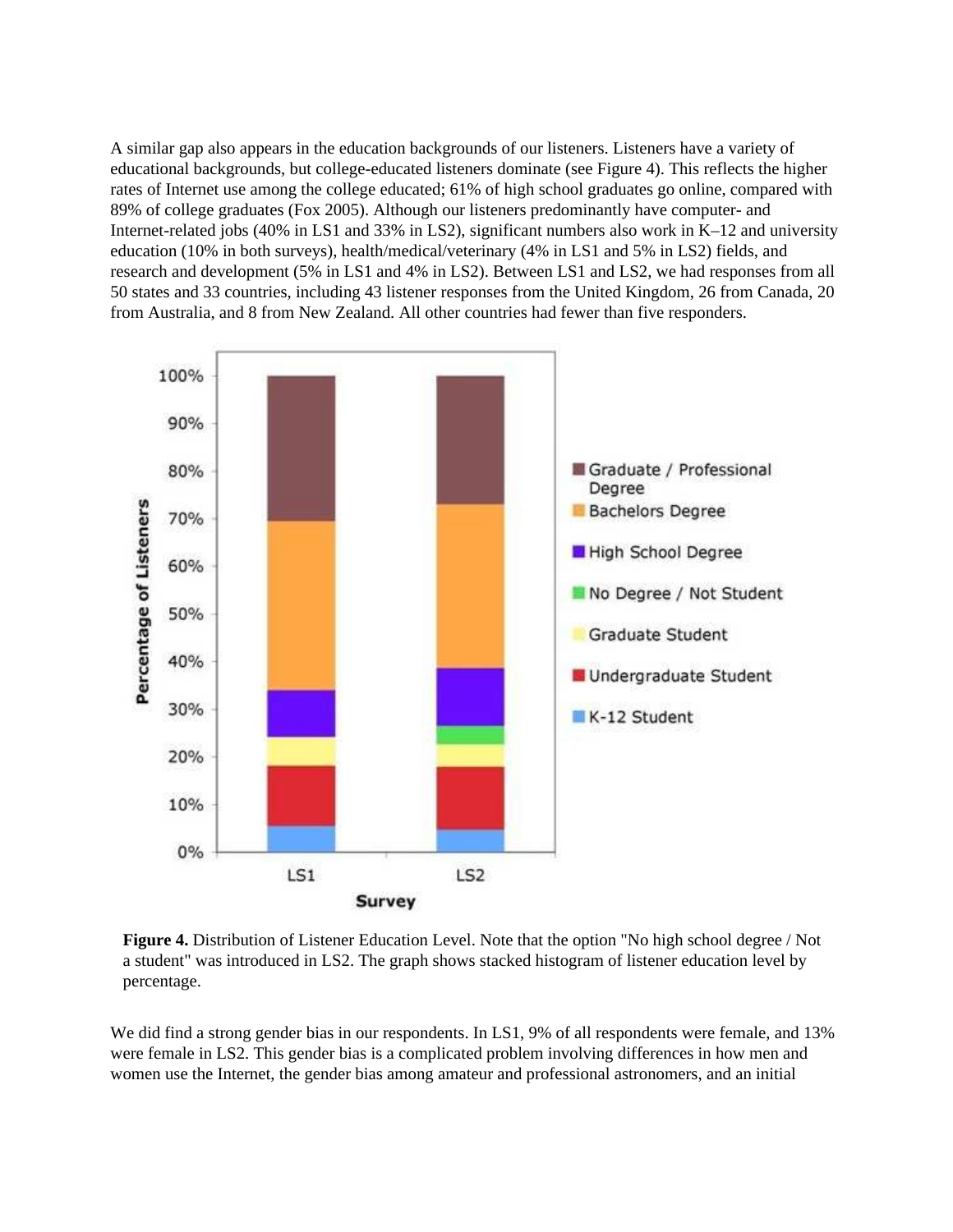A similar gap also appears in the education backgrounds of our listeners. Listeners have a variety of educational backgrounds, but college-educated listeners dominate (see Figure 4). This reflects the higher rates of Internet use among the college educated; 61% of high school graduates go online, compared with 89% of college graduates (Fox 2005). Although our listeners predominantly have computer- and Internet-related jobs (40% in LS1 and 33% in LS2), significant numbers also work in K–12 and university education (10% in both surveys), health/medical/veterinary (4% in LS1 and 5% in LS2) fields, and research and development (5% in LS1 and 4% in LS2). Between LS1 and LS2, we had responses from all 50 states and 33 countries, including 43 listener responses from the United Kingdom, 26 from Canada, 20 from Australia, and 8 from New Zealand. All other countries had fewer than five responders.

**Figure 4.** Distribution of Listener Education Level. Note that the option "No high school degree / Not a student" was introduced in LS2. The graph shows stacked histogram of listener education level by percentage.

We did find a strong gender bias in our respondents. In LS1, 9% of all respondents were female, and 13% were female in LS2. This gender bias is a complicated problem involving differences in how men and women use the Internet, the gender bias among amateur and professional astronomers, and an initial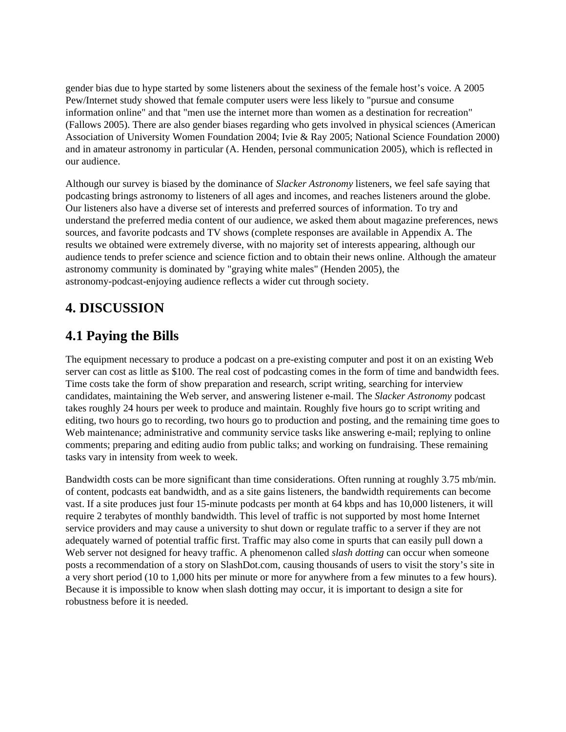gender bias due to hype started by some listeners about the sexiness of the female host’s voice. A 2005 Pew/Internet study showed that female computer users were less likely to "pursue and consume information online" and that "men use the internet more than women as a destination for recreation" (Fallows 2005). There are also gender biases regarding who gets involved in physical sciences (American Association of University Women Foundation 2004; Ivie & Ray 2005; National Science Foundation 2000) and in amateur astronomy in particular (A. Henden, personal communication 2005), which is reflected in our audience.

Although our survey is biased by the dominance of *Slacker Astronomy* listeners, we feel safe saying that podcasting brings astronomy to listeners of all ages and incomes, and reaches listeners around the globe. Our listeners also have a diverse set of interests and preferred sources of information. To try and understand the preferred media content of our audience, we asked them about magazine preferences, news sources, and favorite podcasts and TV shows (complete responses are available in Appendix A. The results we obtained were extremely diverse, with no majority set of interests appearing, although our audience tends to prefer science and science fiction and to obtain their news online. Although the amateur astronomy community is dominated by "graying white males" (Henden 2005), the astronomy-podcast-enjoying audience reflects a wider cut through society.

## 4. DISCUSSION

## 4.1 Paying the Bills

The equipment necessary to produce a podcast on a pre-existing computer and post it on an existing Web server can cost as little as $100. The real cost of podcasting comes in the form of time and bandwidth fees. Time costs take the form of show preparation and research, script writing, searching for interview candidates, maintaining the Web server, and answering listener e-mail. The *Slacker Astronomy* podcast takes roughly 24 hours per week to produce and maintain. Roughly five hours go to script writing and editing, two hours go to recording, two hours go to production and posting, and the remaining time goes to Web maintenance; administrative and community service tasks like answering e-mail; replying to online comments; preparing and editing audio from public talks; and working on fundraising. These remaining tasks vary in intensity from week to week.

Bandwidth costs can be more significant than time considerations. Often running at roughly 3.75 mb/min. of content, podcasts eat bandwidth, and as a site gains listeners, the bandwidth requirements can become vast. If a site produces just four 15-minute podcasts per month at 64 kbps and has 10,000 listeners, it will require 2 terabytes of monthly bandwidth. This level of traffic is not supported by most home Internet service providers and may cause a university to shut down or regulate traffic to a server if they are not adequately warned of potential traffic first. Traffic may also come in spurts that can easily pull down a Web server not designed for heavy traffic. A phenomenon called *slash dotting* can occur when someone posts a recommendation of a story on SlashDot.com, causing thousands of users to visit the story’s site in a very short period (10 to 1,000 hits per minute or more for anywhere from a few minutes to a few hours). Because it is impossible to know when slash dotting may occur, it is important to design a site for robustness before it is needed.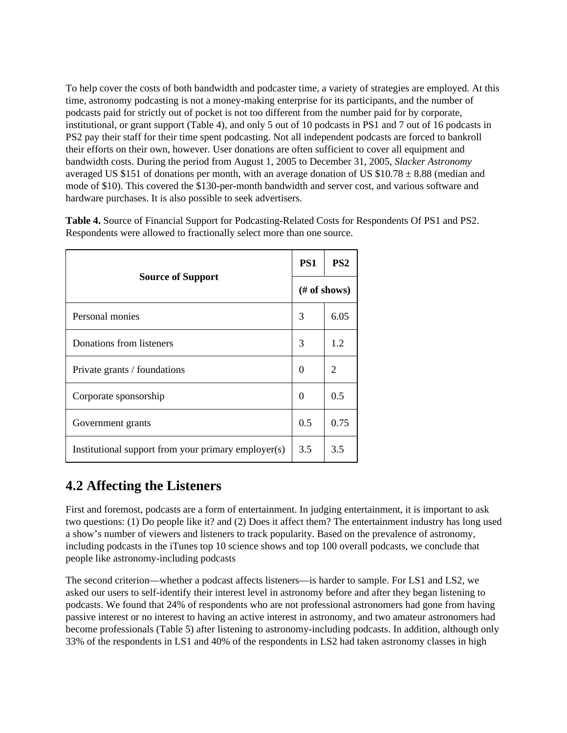To help cover the costs of both bandwidth and podcaster time, a variety of strategies are employed. At this time, astronomy podcasting is not a money-making enterprise for its participants, and the number of podcasts paid for strictly out of pocket is not too different from the number paid for by corporate, institutional, or grant support (Table 4), and only 5 out of 10 podcasts in PS1 and 7 out of 16 podcasts in PS2 pay their staff for their time spent podcasting. Not all independent podcasts are forced to bankroll their efforts on their own, however. User donations are often sufficient to cover all equipment and bandwidth costs. During the period from August 1, 2005 to December 31, 2005, *Slacker Astronomy* averaged US $151 of donations per month, with an average donation of US $10.78 ± 8.88 (median and mode of $10). This covered the $130-per-month bandwidth and server cost, and various software and hardware purchases. It is also possible to seek advertisers.

**Table 4.** Source of Financial Support for Podcasting-Related Costs for Respondents Of PS1 and PS2. Respondents were allowed to fractionally select more than one source.

| Source of Support | PS1 | PS2 |
|---|---|---|
| | (# of shows) | |
| Personal monies | 3 | 6.05 |
| Donations from listeners | 3 | 1.2 |
| Private grants / foundations | 0 | 2 |
| Corporate sponsorship | 0 | 0.5 |
| Government grants | 0.5 | 0.75 |
| Institutional support from your primary employer(s) | 3.5 | 3.5 |

## 4.2 Affecting the Listeners

First and foremost, podcasts are a form of entertainment. In judging entertainment, it is important to ask two questions: (1) Do people like it? and (2) Does it affect them? The entertainment industry has long used a show's number of viewers and listeners to track popularity. Based on the prevalence of astronomy, including podcasts in the iTunes top 10 science shows and top 100 overall podcasts, we conclude that people like astronomy-including podcasts

The second criterion—whether a podcast affects listeners—is harder to sample. For LS1 and LS2, we asked our users to self-identify their interest level in astronomy before and after they began listening to podcasts. We found that 24% of respondents who are not professional astronomers had gone from having passive interest or no interest to having an active interest in astronomy, and two amateur astronomers had become professionals (Table 5) after listening to astronomy-including podcasts. In addition, although only 33% of the respondents in LS1 and 40% of the respondents in LS2 had taken astronomy classes in high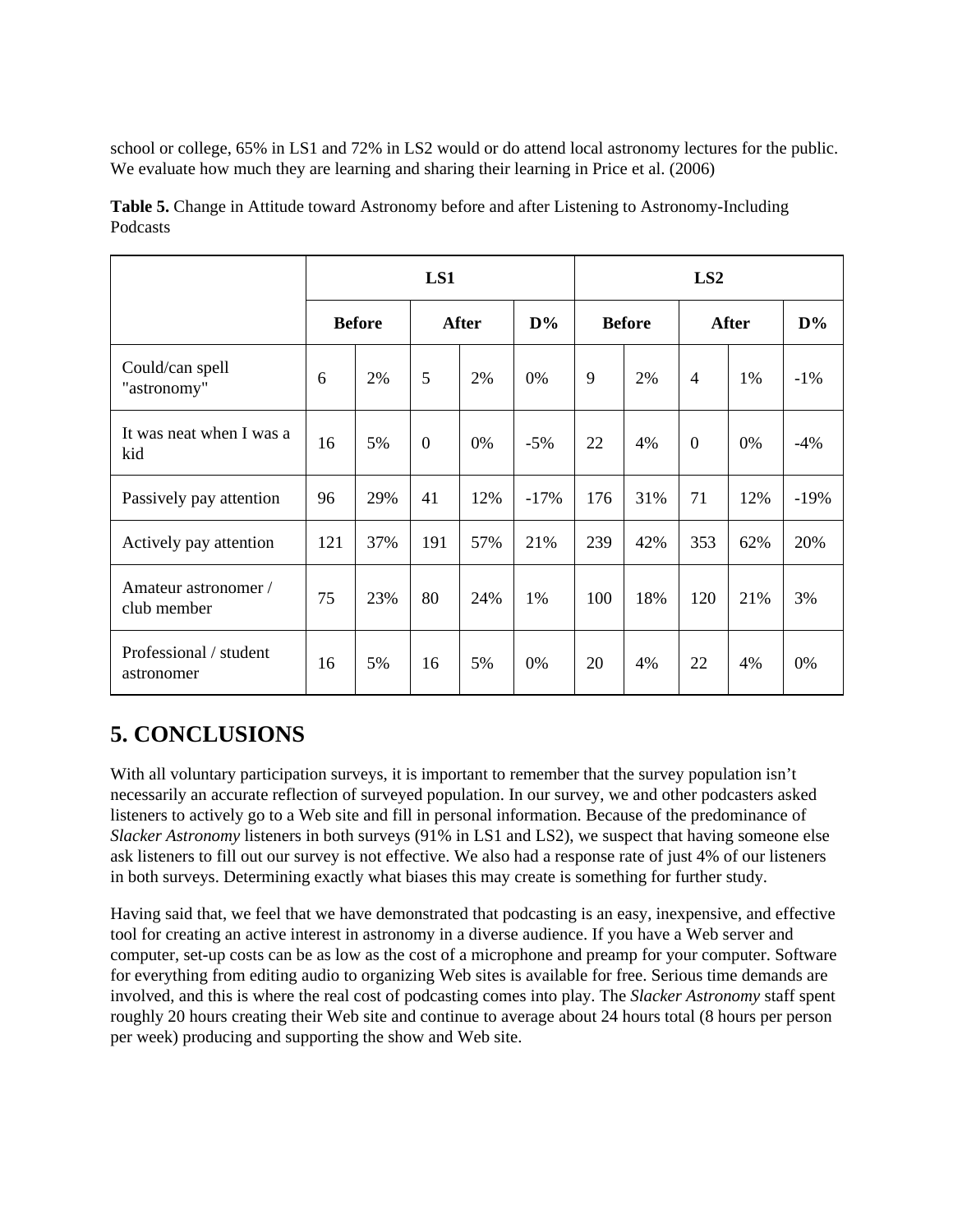school or college, 65% in LS1 and 72% in LS2 would or do attend local astronomy lectures for the public. We evaluate how much they are learning and sharing their learning in Price et al. (2006)

**Table 5.** Change in Attitude toward Astronomy before and after Listening to Astronomy-Including Podcasts

| | LS1 | | | | | LS2 | | | | |
|---|---|---|---|---|---|---|---|---|---|---|
| | **Before** | | **After** | | **D%** | **Before** | | **After** | | **D%** |
| Could/can spell "astronomy" | 6 | 2% | 5 | 2% | 0% | 9 | 2% | 4 | 1% | -1% |
| It was neat when I was a kid | 16 | 5% | 0 | 0% | -5% | 22 | 4% | 0 | 0% | -4% |
| Passively pay attention | 96 | 29% | 41 | 12% | -17% | 176 | 31% | 71 | 12% | -19% |
| Actively pay attention | 121 | 37% | 191 | 57% | 21% | 239 | 42% | 353 | 62% | 20% |
| Amateur astronomer / club member | 75 | 23% | 80 | 24% | 1% | 100 | 18% | 120 | 21% | 3% |
| Professional / student astronomer | 16 | 5% | 16 | 5% | 0% | 20 | 4% | 22 | 4% | 0% |

# 5. CONCLUSIONS

With all voluntary participation surveys, it is important to remember that the survey population isn't necessarily an accurate reflection of surveyed population. In our survey, we and other podcasters asked listeners to actively go to a Web site and fill in personal information. Because of the predominance of *Slacker Astronomy* listeners in both surveys (91% in LS1 and LS2), we suspect that having someone else ask listeners to fill out our survey is not effective. We also had a response rate of just 4% of our listeners in both surveys. Determining exactly what biases this may create is something for further study.

Having said that, we feel that we have demonstrated that podcasting is an easy, inexpensive, and effective tool for creating an active interest in astronomy in a diverse audience. If you have a Web server and computer, set-up costs can be as low as the cost of a microphone and preamp for your computer. Software for everything from editing audio to organizing Web sites is available for free. Serious time demands are involved, and this is where the real cost of podcasting comes into play. The *Slacker Astronomy* staff spent roughly 20 hours creating their Web site and continue to average about 24 hours total (8 hours per person per week) producing and supporting the show and Web site.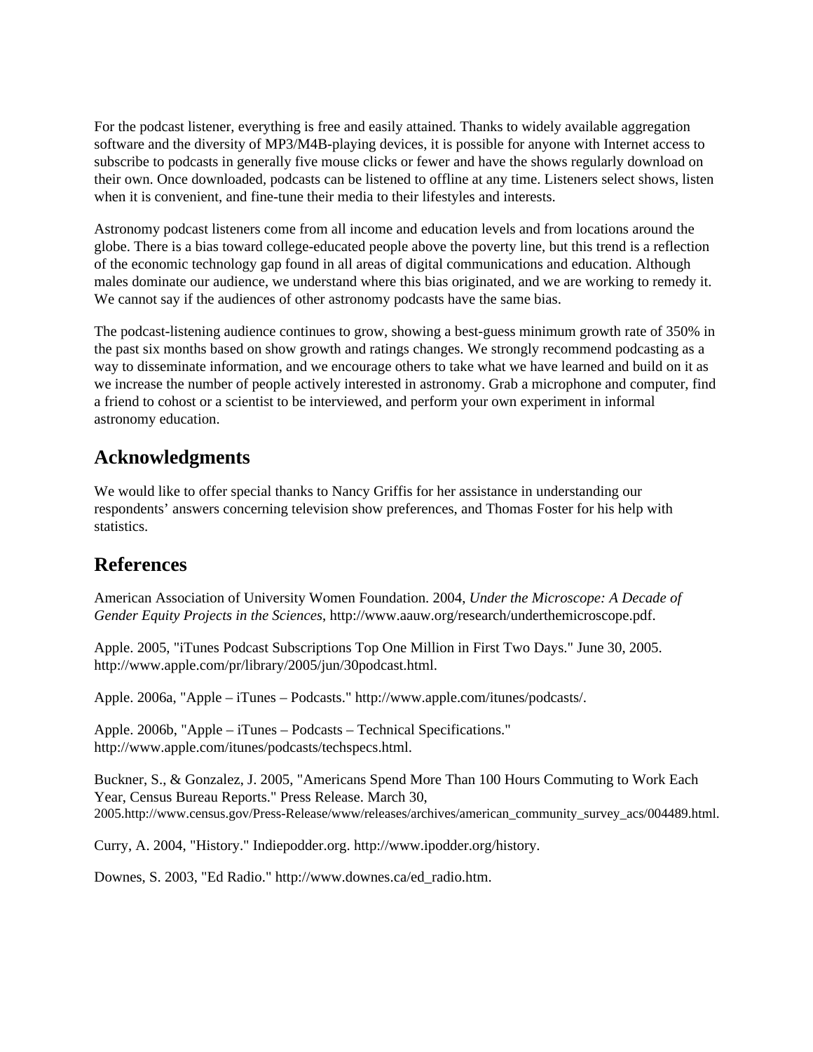For the podcast listener, everything is free and easily attained. Thanks to widely available aggregation software and the diversity of MP3/M4B-playing devices, it is possible for anyone with Internet access to subscribe to podcasts in generally five mouse clicks or fewer and have the shows regularly download on their own. Once downloaded, podcasts can be listened to offline at any time. Listeners select shows, listen when it is convenient, and fine-tune their media to their lifestyles and interests.

Astronomy podcast listeners come from all income and education levels and from locations around the globe. There is a bias toward college-educated people above the poverty line, but this trend is a reflection of the economic technology gap found in all areas of digital communications and education. Although males dominate our audience, we understand where this bias originated, and we are working to remedy it. We cannot say if the audiences of other astronomy podcasts have the same bias.

The podcast-listening audience continues to grow, showing a best-guess minimum growth rate of 350% in the past six months based on show growth and ratings changes. We strongly recommend podcasting as a way to disseminate information, and we encourage others to take what we have learned and build on it as we increase the number of people actively interested in astronomy. Grab a microphone and computer, find a friend to cohost or a scientist to be interviewed, and perform your own experiment in informal astronomy education.

## Acknowledgments

We would like to offer special thanks to Nancy Griffis for her assistance in understanding our respondents' answers concerning television show preferences, and Thomas Foster for his help with statistics.

## References

American Association of University Women Foundation. 2004, *Under the Microscope: A Decade of Gender Equity Projects in the Sciences*, http://www.aauw.org/research/underthemicroscope.pdf.

Apple. 2005, "iTunes Podcast Subscriptions Top One Million in First Two Days." June 30, 2005. http://www.apple.com/pr/library/2005/jun/30podcast.html.

Apple. 2006a, "Apple – iTunes – Podcasts." http://www.apple.com/itunes/podcasts/.

Apple. 2006b, "Apple – iTunes – Podcasts – Technical Specifications." http://www.apple.com/itunes/podcasts/techspecs.html.

Buckner, S., & Gonzalez, J. 2005, "Americans Spend More Than 100 Hours Commuting to Work Each Year, Census Bureau Reports." Press Release. March 30, 2005.http://www.census.gov/Press-Release/www/releases/archives/american_community_survey_acs/004489.html.

Curry, A. 2004, "History." Indiepodder.org. http://www.ipodder.org/history.

Downes, S. 2003, "Ed Radio." http://www.downes.ca/ed_radio.htm.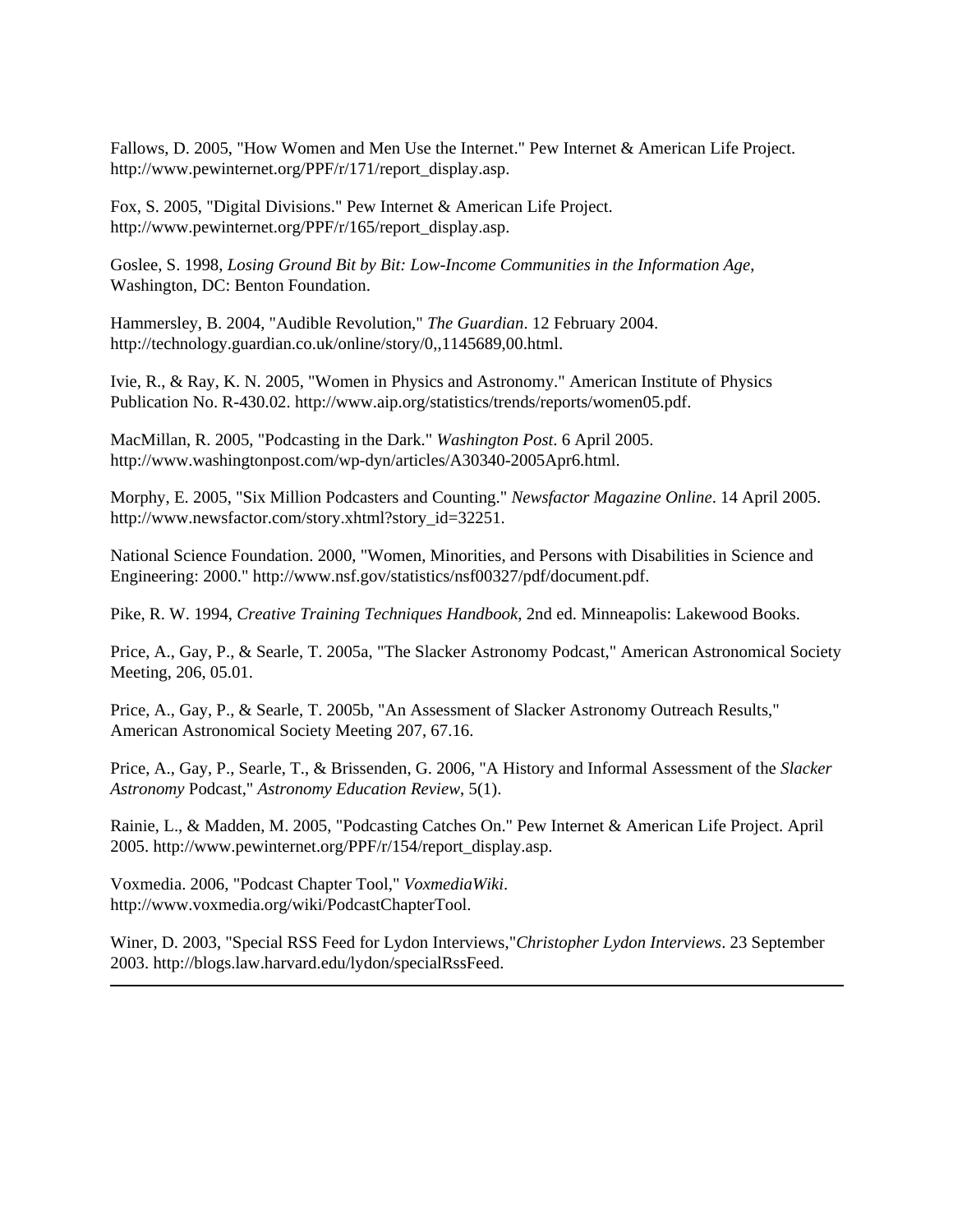Fallows, D. 2005, "How Women and Men Use the Internet." Pew Internet & American Life Project. http://www.pewinternet.org/PPF/r/171/report_display.asp.

Fox, S. 2005, "Digital Divisions." Pew Internet & American Life Project. http://www.pewinternet.org/PPF/r/165/report_display.asp.

Goslee, S. 1998, *Losing Ground Bit by Bit: Low-Income Communities in the Information Age*, Washington, DC: Benton Foundation.

Hammersley, B. 2004, "Audible Revolution," *The Guardian*. 12 February 2004. http://technology.guardian.co.uk/online/story/0,,1145689,00.html.

Ivie, R., & Ray, K. N. 2005, "Women in Physics and Astronomy." American Institute of Physics Publication No. R-430.02. http://www.aip.org/statistics/trends/reports/women05.pdf.

MacMillan, R. 2005, "Podcasting in the Dark." *Washington Post*. 6 April 2005. http://www.washingtonpost.com/wp-dyn/articles/A30340-2005Apr6.html.

Morphy, E. 2005, "Six Million Podcasters and Counting." *Newsfactor Magazine Online*. 14 April 2005. http://www.newsfactor.com/story.xhtml?story_id=32251.

National Science Foundation. 2000, "Women, Minorities, and Persons with Disabilities in Science and Engineering: 2000." http://www.nsf.gov/statistics/nsf00327/pdf/document.pdf.

Pike, R. W. 1994, *Creative Training Techniques Handbook*, 2nd ed. Minneapolis: Lakewood Books.

Price, A., Gay, P., & Searle, T. 2005a, "The Slacker Astronomy Podcast," American Astronomical Society Meeting, 206, 05.01.

Price, A., Gay, P., & Searle, T. 2005b, "An Assessment of Slacker Astronomy Outreach Results," American Astronomical Society Meeting 207, 67.16.

Price, A., Gay, P., Searle, T., & Brissenden, G. 2006, "A History and Informal Assessment of the *Slacker Astronomy* Podcast," *Astronomy Education Review*, 5(1).

Rainie, L., & Madden, M. 2005, "Podcasting Catches On." Pew Internet & American Life Project. April 2005. http://www.pewinternet.org/PPF/r/154/report_display.asp.

Voxmedia. 2006, "Podcast Chapter Tool," *VoxmediaWiki*. http://www.voxmedia.org/wiki/PodcastChapterTool.

Winer, D. 2003, "Special RSS Feed for Lydon Interviews,"*Christopher Lydon Interviews*. 23 September 2003. http://blogs.law.harvard.edu/lydon/specialRssFeed.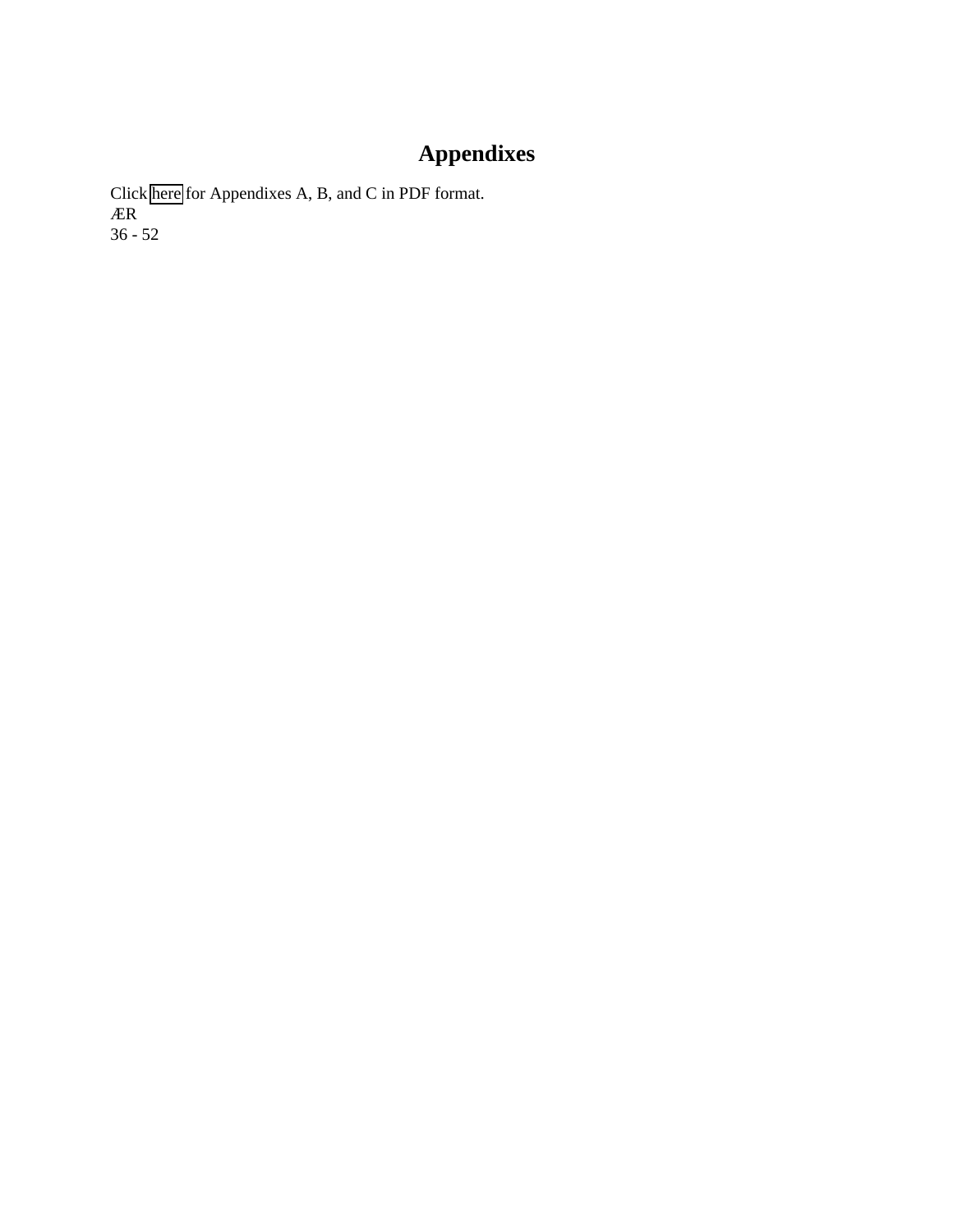# Appendixes

Click here for Appendixes A, B, and C in PDF format.